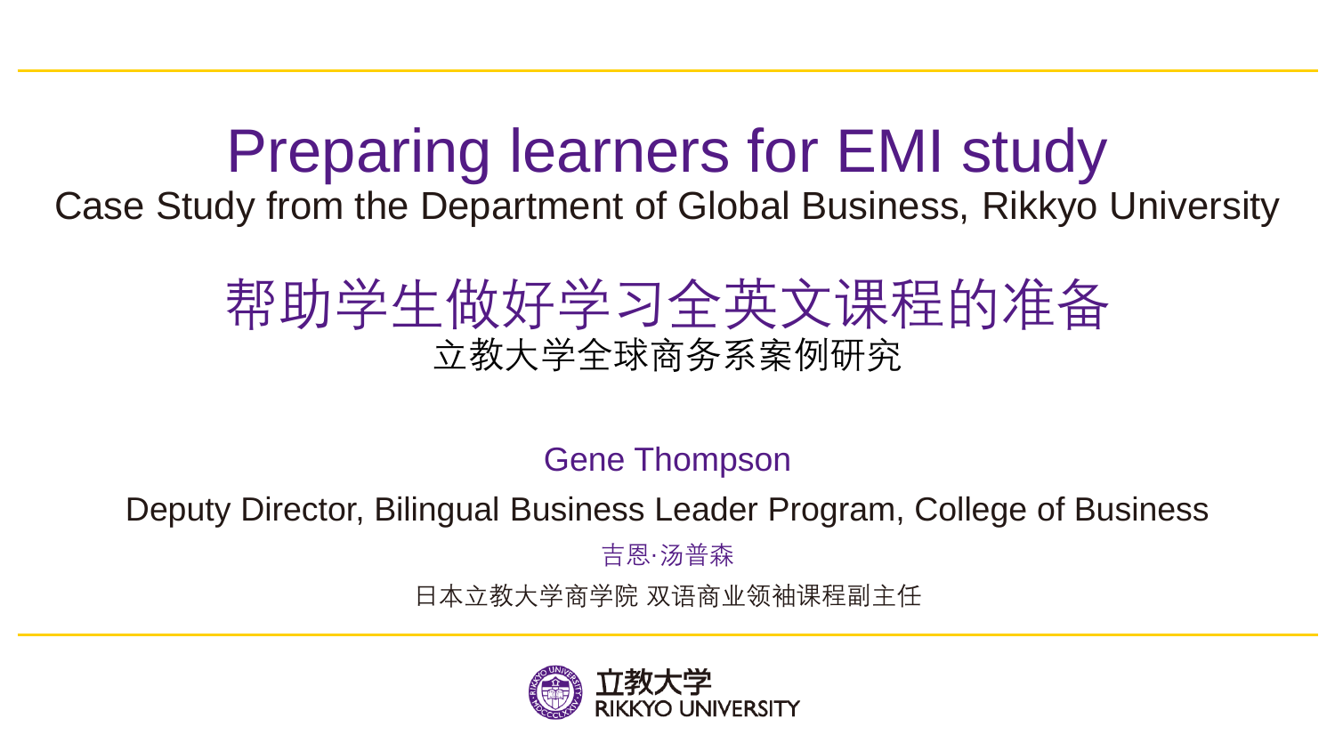# Preparing learners for EMI study

## Case Study from the Department of Global Business, Rikkyo University

# 帮助学生做好学习全英文课程的准备

## 立教大学全球商务系案例研究

Gene Thompson

Deputy Director, Bilingual Business Leader Program, College of Business

吉恩·汤普森

日本立教大学商学院 双语商业领袖课程副主任

立教大学
RIKKYO UNIVERSITY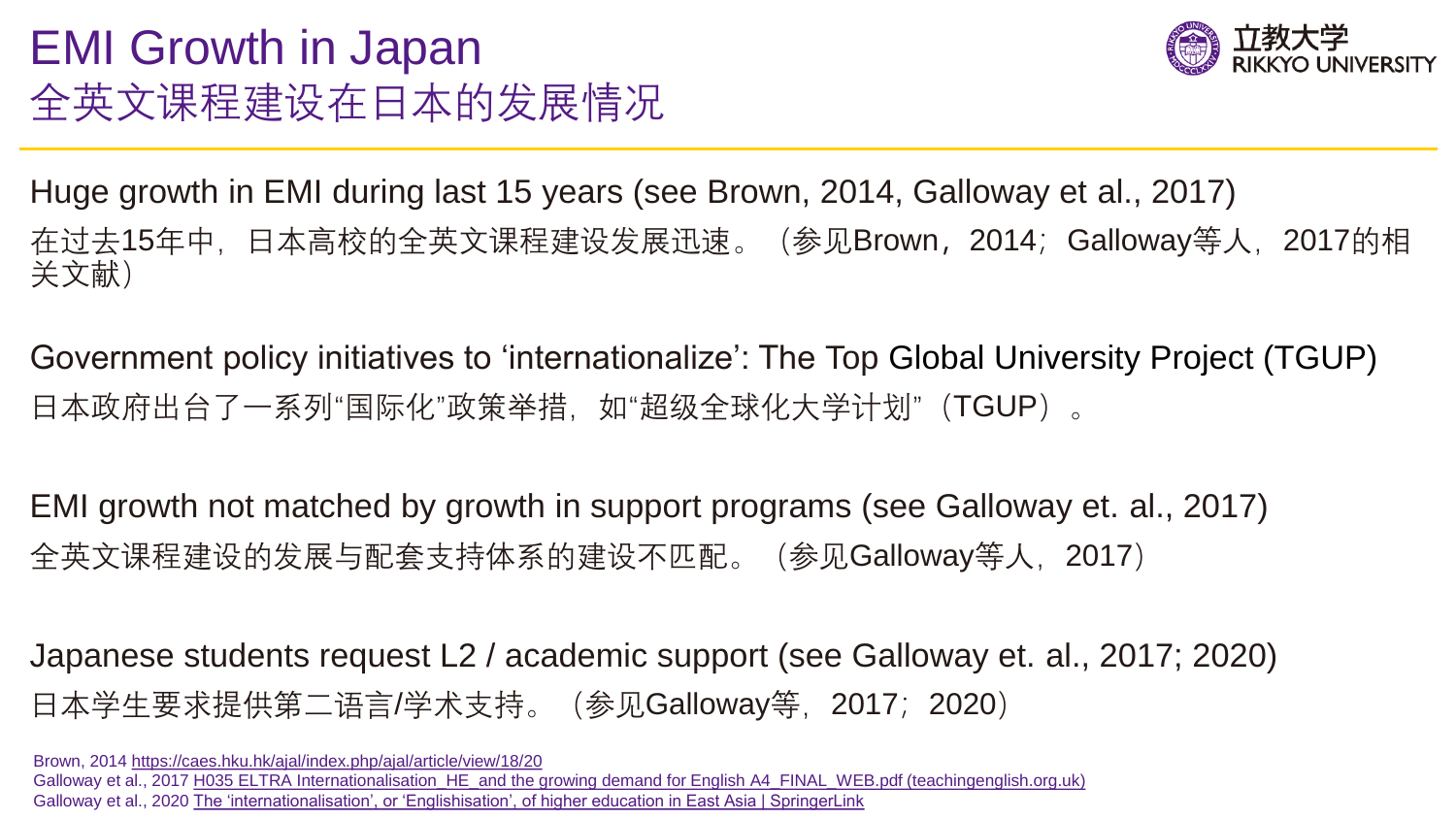# EMI Growth in Japan
## 全英文课程建设在日本的发展情况

Huge growth in EMI during last 15 years (see Brown, 2014, Galloway et al., 2017)
在过去15年中，日本高校的全英文课程建设发展迅速。（参见Brown，2014；Galloway等人，2017的相关文献）

Government policy initiatives to 'internationalize': The Top Global University Project (TGUP)
日本政府出台了一系列"国际化"政策举措，如"超级全球化大学计划"（TGUP）。

EMI growth not matched by growth in support programs (see Galloway et. al., 2017)
全英文课程建设的发展与配套支持体系的建设不匹配。（参见Galloway等人，2017）

Japanese students request L2 / academic support (see Galloway et. al., 2017; 2020)
日本学生要求提供第二语言/学术支持。（参见Galloway等，2017；2020）

Brown, 2014 https://caes.hku.hk/ajal/index.php/ajal/article/view/18/20
Galloway et al., 2017 H035 ELTRA Internationalisation_HE_and the growing demand for English A4_FINAL_WEB.pdf (teachingenglish.org.uk)
Galloway et al., 2020 The 'internationalisation', or 'Englishisation', of higher education in East Asia | SpringerLink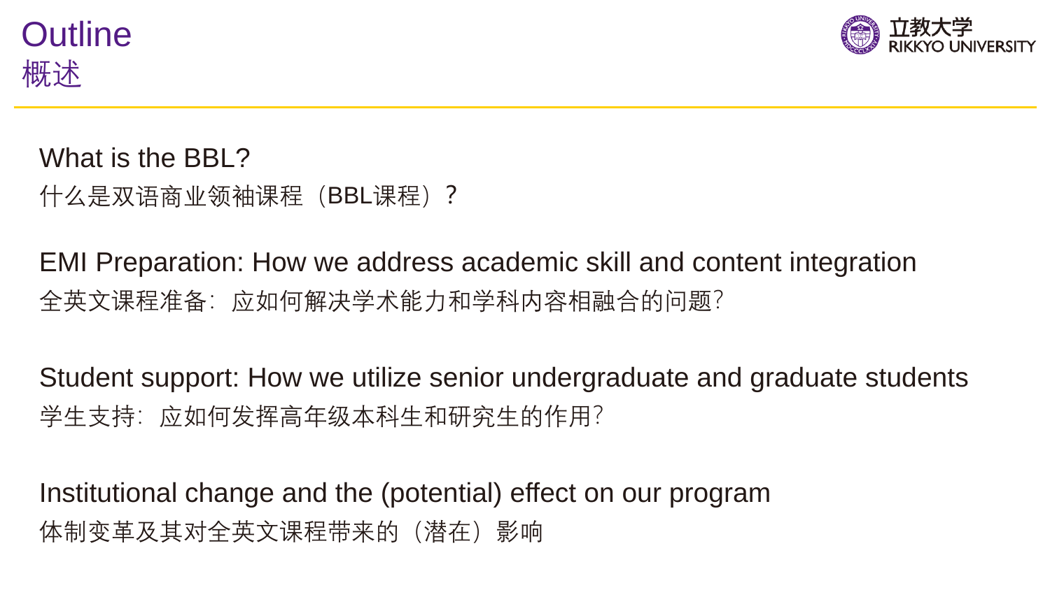# Outline
# 概述

What is the BBL?
什么是双语商业领袖课程（BBL课程）？

EMI Preparation: How we address academic skill and content integration
全英文课程准备：应如何解决学术能力和学科内容相融合的问题？

Student support: How we utilize senior undergraduate and graduate students
学生支持：应如何发挥高年级本科生和研究生的作用？

Institutional change and the (potential) effect on our program
体制变革及其对全英文课程带来的（潜在）影响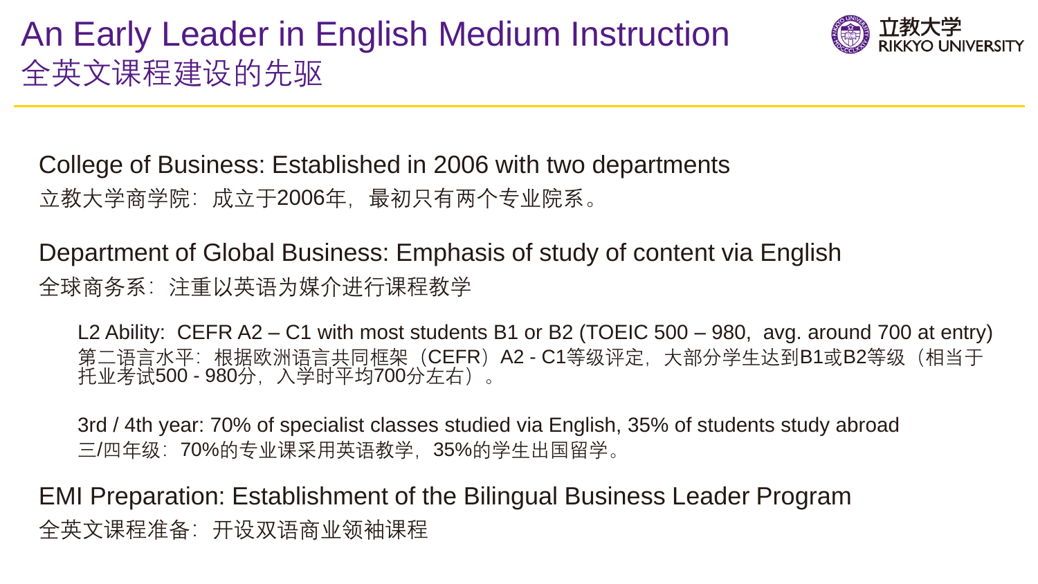# An Early Leader in English Medium Instruction
# 全英文课程建设的先驱

College of Business: Established in 2006 with two departments
立教大学商学院：成立于2006年，最初只有两个专业院系。

Department of Global Business: Emphasis of study of content via English
全球商务系：注重以英语为媒介进行课程教学

L2 Ability:  CEFR A2 – C1 with most students B1 or B2 (TOEIC 500 – 980,  avg. around 700 at entry)
第二语言水平：根据欧洲语言共同框架（CEFR）A2 - C1等级评定，大部分学生达到B1或B2等级（相当于托业考试500 - 980分，入学时平均700分左右）。

3rd / 4th year: 70% of specialist classes studied via English, 35% of students study abroad
三/四年级：70%的专业课采用英语教学，35%的学生出国留学。

EMI Preparation: Establishment of the Bilingual Business Leader Program
全英文课程准备：开设双语商业领袖课程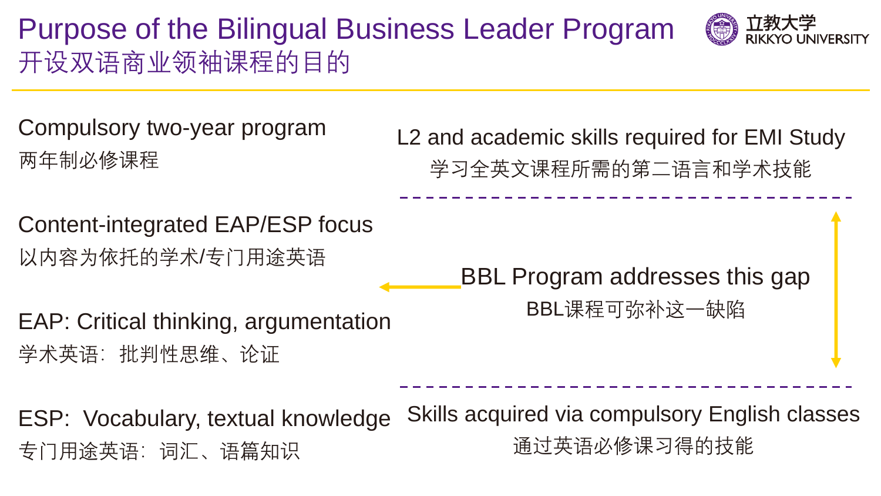# Purpose of the Bilingual Business Leader Program
## 开设双语商业领袖课程的目的

Compulsory two-year program

两年制必修课程

Content-integrated EAP/ESP focus

以内容为依托的学术/专门用途英语

EAP: Critical thinking, argumentation

学术英语：批判性思维、论证

ESP:  Vocabulary, textual knowledge

专门用途英语：词汇、语篇知识

L2 and academic skills required for EMI Study

学习全英文课程所需的第二语言和学术技能

BBL Program addresses this gap

BBL课程可弥补这一缺陷

Skills acquired via compulsory English classes

通过英语必修课习得的技能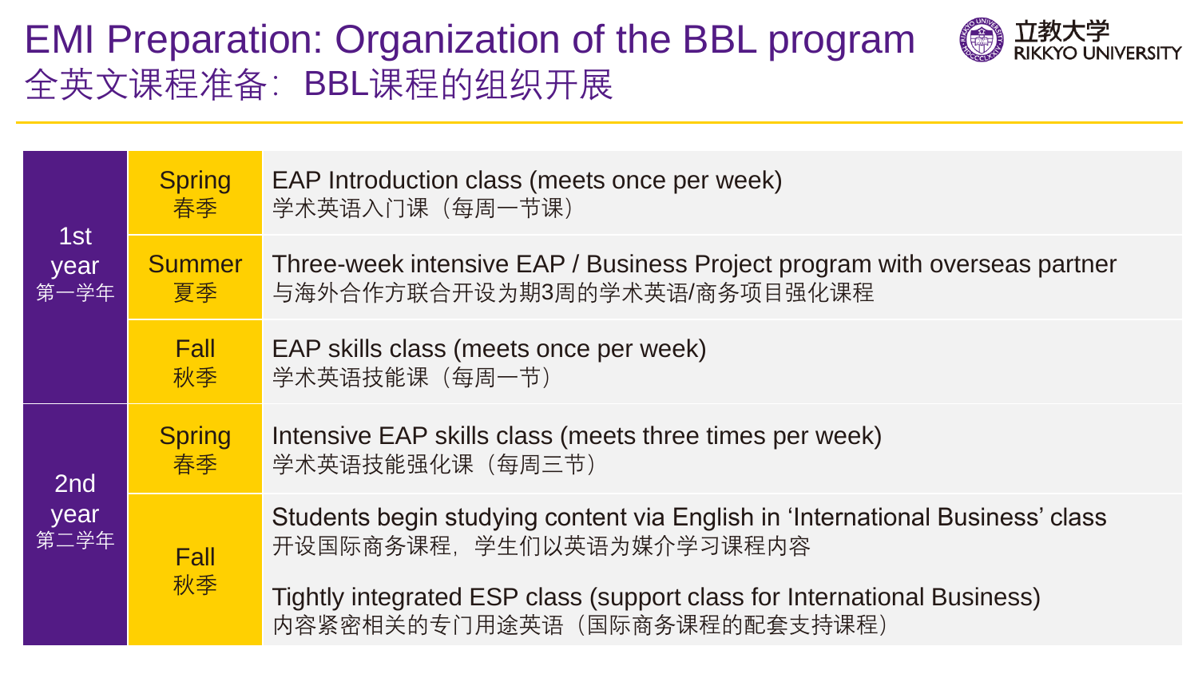# EMI Preparation: Organization of the BBL program
## 全英文课程准备：BBL课程的组织开展

立教大学 RIKKYO UNIVERSITY

| Year | Term | Content |
|---|---|---|
| 1st year 第一学年 | Spring 春季 | EAP Introduction class (meets once per week) 学术英语入门课（每周一节课） |
| | Summer 夏季 | Three-week intensive EAP / Business Project program with overseas partner 与海外合作方联合开设为期3周的学术英语/商务项目强化课程 |
| | Fall 秋季 | EAP skills class (meets once per week) 学术英语技能课（每周一节） |
| 2nd year 第二学年 | Spring 春季 | Intensive EAP skills class (meets three times per week) 学术英语技能强化课（每周三节） |
| | Fall 秋季 | Students begin studying content via English in 'International Business' class 开设国际商务课程，学生们以英语为媒介学习课程内容<br><br>Tightly integrated ESP class (support class for International Business) 内容紧密相关的专门用途英语（国际商务课程的配套支持课程） |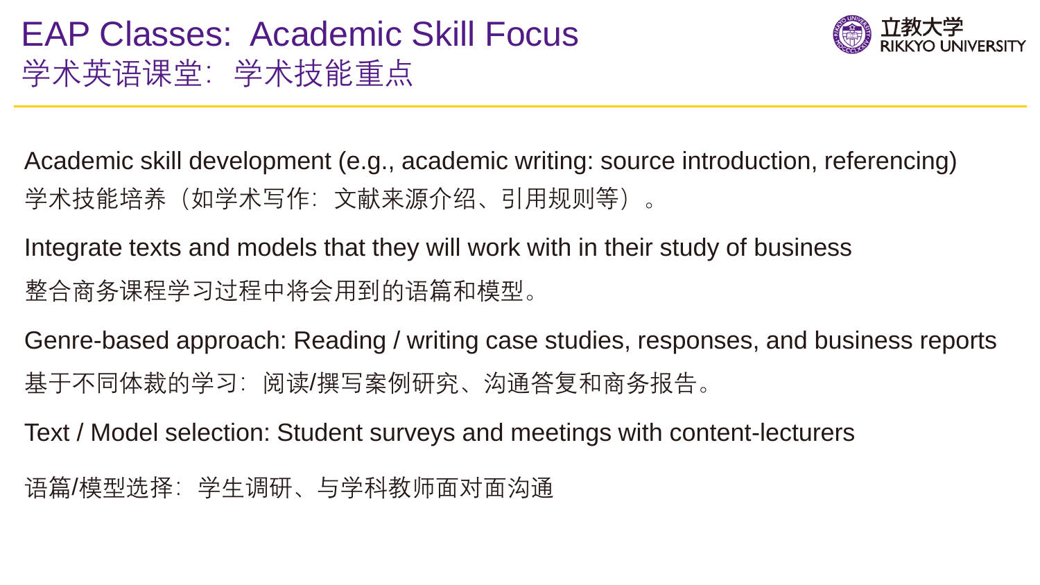# EAP Classes:  Academic Skill Focus
# 学术英语课堂：学术技能重点

Academic skill development (e.g., academic writing: source introduction, referencing)

学术技能培养（如学术写作：文献来源介绍、引用规则等）。

Integrate texts and models that they will work with in their study of business

整合商务课程学习过程中将会用到的语篇和模型。

Genre-based approach: Reading / writing case studies, responses, and business reports

基于不同体裁的学习：阅读/撰写案例研究、沟通答复和商务报告。

Text / Model selection: Student surveys and meetings with content-lecturers

语篇/模型选择：学生调研、与学科教师面对面沟通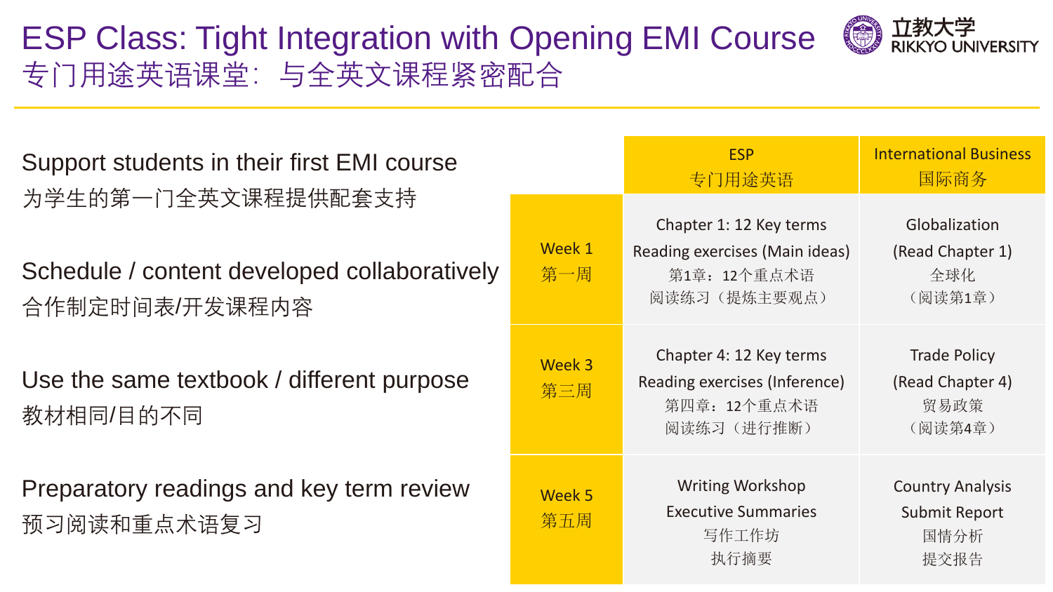# ESP Class: Tight Integration with Opening EMI Course
## 专门用途英语课堂：与全英文课程紧密配合

Support students in their first EMI course
为学生的第一门全英文课程提供配套支持

Schedule / content developed collaboratively
合作制定时间表/开发课程内容

Use the same textbook / different purpose
教材相同/目的不同

Preparatory readings and key term review
预习阅读和重点术语复习

| | ESP<br>专门用途英语 | International Business<br>国际商务 |
|---|---|---|
| Week 1<br>第一周 | Chapter 1: 12 Key terms<br>Reading exercises (Main ideas)<br>第1章：12个重点术语<br>阅读练习（提炼主要观点） | Globalization<br>(Read Chapter 1)<br>全球化<br>（阅读第1章） |
| Week 3<br>第三周 | Chapter 4: 12 Key terms<br>Reading exercises (Inference)<br>第四章：12个重点术语<br>阅读练习（进行推断） | Trade Policy<br>(Read Chapter 4)<br>贸易政策<br>（阅读第4章） |
| Week 5<br>第五周 | Writing Workshop<br>Executive Summaries<br>写作工作坊<br>执行摘要 | Country Analysis<br>Submit Report<br>国情分析<br>提交报告 |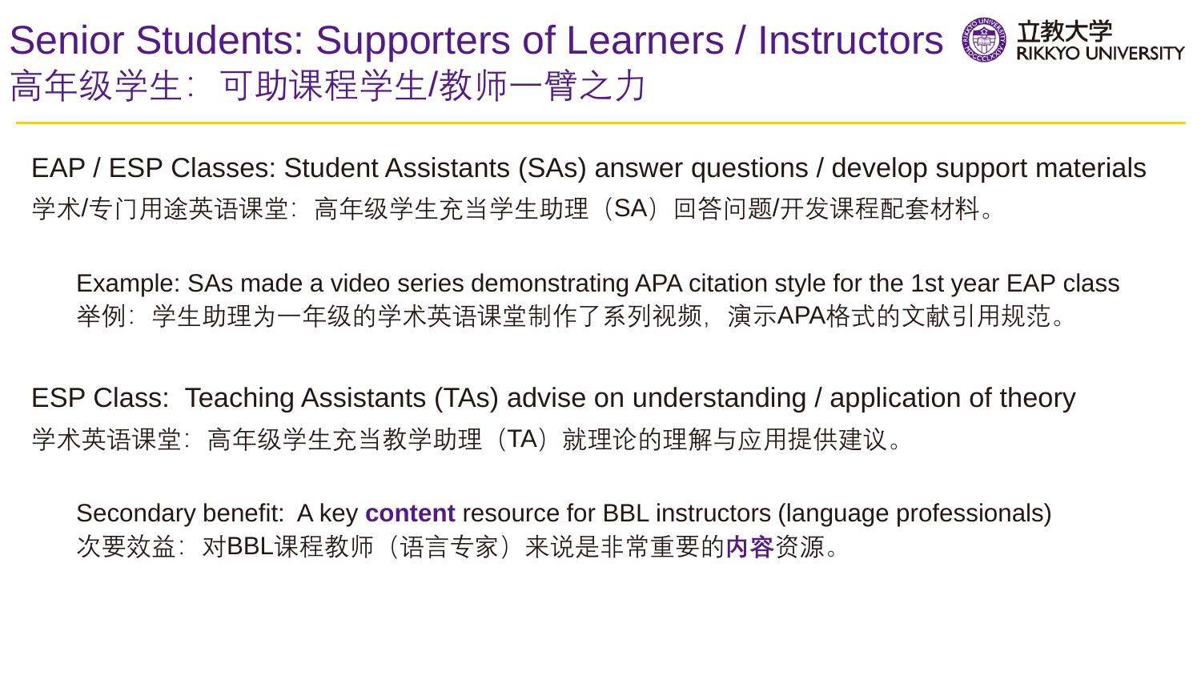# Senior Students: Supporters of Learners / Instructors
# 高年级学生：可助课程学生/教师一臂之力

EAP / ESP Classes: Student Assistants (SAs) answer questions / develop support materials
学术/专门用途英语课堂：高年级学生充当学生助理（SA）回答问题/开发课程配套材料。

> Example: SAs made a video series demonstrating APA citation style for the 1st year EAP class
> 举例：学生助理为一年级的学术英语课堂制作了系列视频，演示APA格式的文献引用规范。

ESP Class: Teaching Assistants (TAs) advise on understanding / application of theory
学术英语课堂：高年级学生充当教学助理（TA）就理论的理解与应用提供建议。

> Secondary benefit: A key **content** resource for BBL instructors (language professionals)
> 次要效益：对BBL课程教师（语言专家）来说是非常重要的**内容**资源。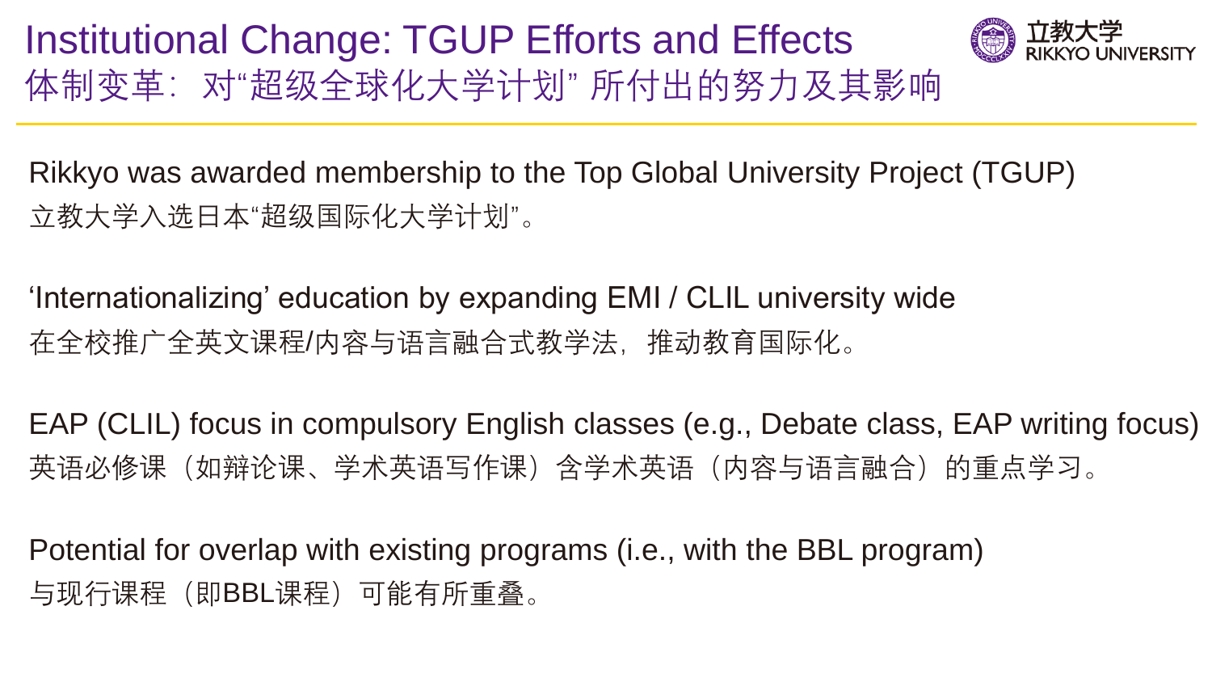# Institutional Change: TGUP Efforts and Effects

## 体制变革：对"超级全球化大学计划" 所付出的努力及其影响

Rikkyo was awarded membership to the Top Global University Project (TGUP)

立教大学入选日本"超级国际化大学计划"。

'Internationalizing' education by expanding EMI / CLIL university wide

在全校推广全英文课程/内容与语言融合式教学法，推动教育国际化。

EAP (CLIL) focus in compulsory English classes (e.g., Debate class, EAP writing focus)

英语必修课（如辩论课、学术英语写作课）含学术英语（内容与语言融合）的重点学习。

Potential for overlap with existing programs (i.e., with the BBL program)

与现行课程（即BBL课程）可能有所重叠。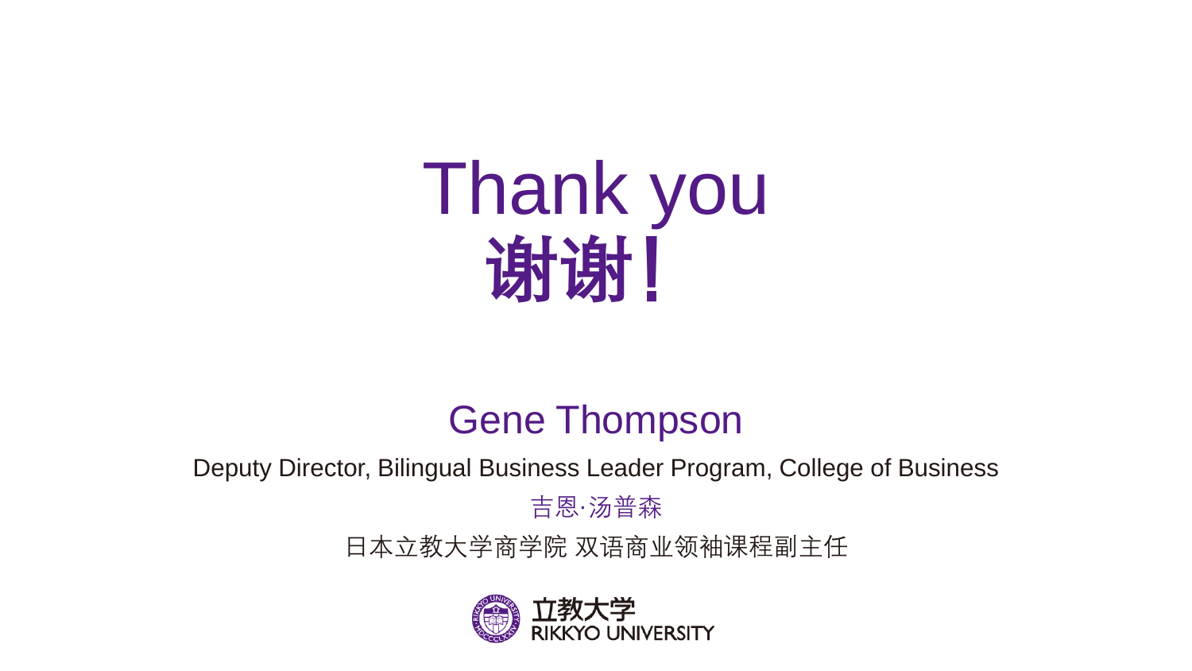# Thank you
# 谢谢！

Gene Thompson

Deputy Director, Bilingual Business Leader Program, College of Business

吉恩·汤普森

日本立教大学商学院 双语商业领袖课程副主任

立教大学
RIKKYO UNIVERSITY